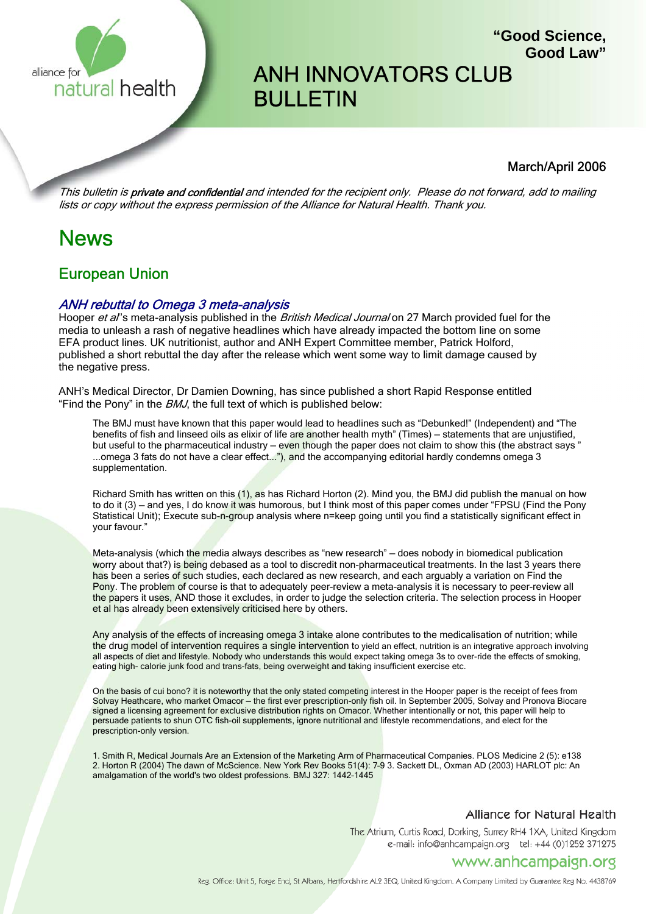alliance for natural health

**"Good Science, Good Law"**

# ANH INNOVATORS CLUB BULLETIN

March/April 2006

*This bulletin is **private and confidential** and intended for the recipient only. Please do not forward, add to mailing lists or copy without the express permission of the Alliance for Natural Health. Thank you.*

# News

## European Union

### *ANH rebuttal to Omega 3 meta-analysis*

Hooper *et al*'s meta-analysis published in the *British Medical Journal* on 27 March provided fuel for the media to unleash a rash of negative headlines which have already impacted the bottom line on some EFA product lines. UK nutritionist, author and ANH Expert Committee member, Patrick Holford, published a short rebuttal the day after the release which went some way to limit damage caused by the negative press.

ANH's Medical Director, Dr Damien Downing, has since published a short Rapid Response entitled "Find the Pony" in the *BMJ*, the full text of which is published below:

> The BMJ must have known that this paper would lead to headlines such as "Debunked!" (Independent) and "The benefits of fish and linseed oils as elixir of life are another health myth" (Times) – statements that are unjustified, but useful to the pharmaceutical industry – even though the paper does not claim to show this (the abstract says " ...omega 3 fats do not have a clear effect..."), and the accompanying editorial hardly condemns omega 3 supplementation.
>
> Richard Smith has written on this (1), as has Richard Horton (2). Mind you, the BMJ did publish the manual on how to do it (3) – and yes, I do know it was humorous, but I think most of this paper comes under "FPSU (Find the Pony Statistical Unit); Execute sub-n-group analysis where n=keep going until you find a statistically significant effect in your favour."
>
> Meta-analysis (which the media always describes as "new research" – does nobody in biomedical publication worry about that?) is being debased as a tool to discredit non-pharmaceutical treatments. In the last 3 years there has been a series of such studies, each declared as new research, and each arguably a variation on Find the Pony. The problem of course is that to adequately peer-review a meta-analysis it is necessary to peer-review all the papers it uses, AND those it excludes, in order to judge the selection criteria. The selection process in Hooper et al has already been extensively criticised here by others.
>
> Any analysis of the effects of increasing omega 3 intake alone contributes to the medicalisation of nutrition; while the drug model of intervention requires a single intervention to yield an effect, nutrition is an integrative approach involving all aspects of diet and lifestyle. Nobody who understands this would expect taking omega 3s to over-ride the effects of smoking, eating high- calorie junk food and trans-fats, being overweight and taking insufficient exercise etc.
>
> On the basis of cui bono? it is noteworthy that the only stated competing interest in the Hooper paper is the receipt of fees from Solvay Heathcare, who market Omacor – the first ever prescription-only fish oil. In September 2005, Solvay and Pronova Biocare signed a licensing agreement for exclusive distribution rights on Omacor. Whether intentionally or not, this paper will help to persuade patients to shun OTC fish-oil supplements, ignore nutritional and lifestyle recommendations, and elect for the prescription-only version.
>
> 1. Smith R, Medical Journals Are an Extension of the Marketing Arm of Pharmaceutical Companies. PLOS Medicine 2 (5): e138
> 2. Horton R (2004) The dawn of McScience. New York Rev Books 51(4): 7-9
> 3. Sackett DL, Oxman AD (2003) HARLOT plc: An amalgamation of the world's two oldest professions. BMJ 327: 1442-1445

Alliance for Natural Health
The Atrium, Curtis Road, Dorking, Surrey RH4 1XA, United Kingdom
e-mail: info@anhcampaign.org tel: +44 (0)1252 371275
www.anhcampaign.org

Reg. Office: Unit 5, Forge End, St Albans, Hertfordshire AL2 3EQ, United Kingdom. A Company Limited by Guarantee Reg No. 4438769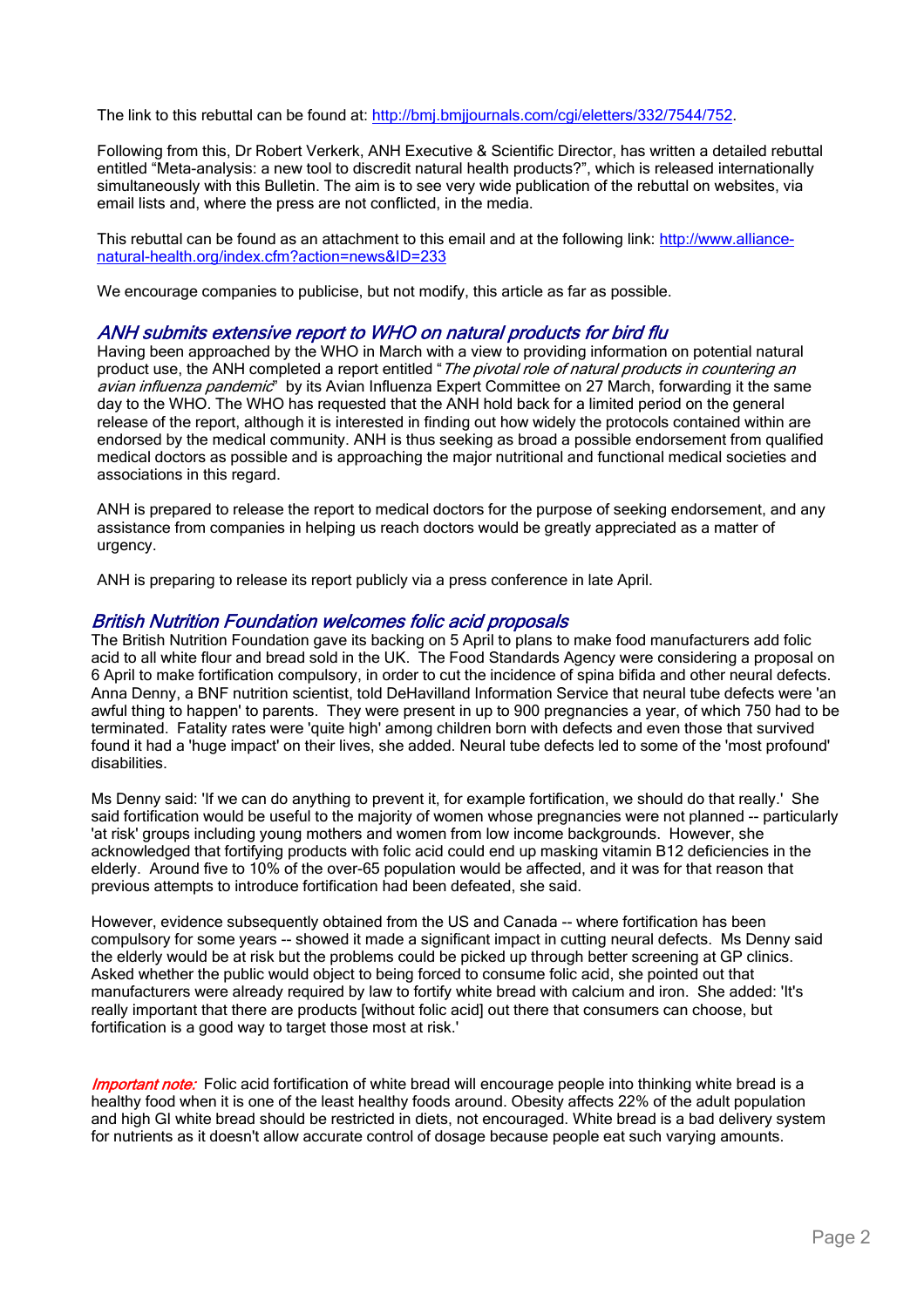The link to this rebuttal can be found at: [http://bmj.bmjjournals.com/cgi/eletters/332/7544/752](http://bmj.bmjjournals.com/cgi/eletters/332/7544/752).

Following from this, Dr Robert Verkerk, ANH Executive & Scientific Director, has written a detailed rebuttal entitled "Meta-analysis: a new tool to discredit natural health products?", which is released internationally simultaneously with this Bulletin. The aim is to see very wide publication of the rebuttal on websites, via email lists and, where the press are not conflicted, in the media.

This rebuttal can be found as an attachment to this email and at the following link: [http://www.alliance-natural-health.org/index.cfm?action=news&ID=233](http://www.alliance-natural-health.org/index.cfm?action=news&ID=233)

We encourage companies to publicise, but not modify, this article as far as possible.

## *ANH submits extensive report to WHO on natural products for bird flu*

Having been approached by the WHO in March with a view to providing information on potential natural product use, the ANH completed a report entitled "*The pivotal role of natural products in countering an avian influenza pandemic*" by its Avian Influenza Expert Committee on 27 March, forwarding it the same day to the WHO. The WHO has requested that the ANH hold back for a limited period on the general release of the report, although it is interested in finding out how widely the protocols contained within are endorsed by the medical community. ANH is thus seeking as broad a possible endorsement from qualified medical doctors as possible and is approaching the major nutritional and functional medical societies and associations in this regard.

ANH is prepared to release the report to medical doctors for the purpose of seeking endorsement, and any assistance from companies in helping us reach doctors would be greatly appreciated as a matter of urgency.

ANH is preparing to release its report publicly via a press conference in late April.

## *British Nutrition Foundation welcomes folic acid proposals*

The British Nutrition Foundation gave its backing on 5 April to plans to make food manufacturers add folic acid to all white flour and bread sold in the UK. The Food Standards Agency were considering a proposal on 6 April to make fortification compulsory, in order to cut the incidence of spina bifida and other neural defects. Anna Denny, a BNF nutrition scientist, told DeHavilland Information Service that neural tube defects were 'an awful thing to happen' to parents. They were present in up to 900 pregnancies a year, of which 750 had to be terminated. Fatality rates were 'quite high' among children born with defects and even those that survived found it had a 'huge impact' on their lives, she added. Neural tube defects led to some of the 'most profound' disabilities.

Ms Denny said: 'If we can do anything to prevent it, for example fortification, we should do that really.' She said fortification would be useful to the majority of women whose pregnancies were not planned -- particularly 'at risk' groups including young mothers and women from low income backgrounds. However, she acknowledged that fortifying products with folic acid could end up masking vitamin B12 deficiencies in the elderly. Around five to 10% of the over-65 population would be affected, and it was for that reason that previous attempts to introduce fortification had been defeated, she said.

However, evidence subsequently obtained from the US and Canada -- where fortification has been compulsory for some years -- showed it made a significant impact in cutting neural defects. Ms Denny said the elderly would be at risk but the problems could be picked up through better screening at GP clinics. Asked whether the public would object to being forced to consume folic acid, she pointed out that manufacturers were already required by law to fortify white bread with calcium and iron. She added: 'It's really important that there are products [without folic acid] out there that consumers can choose, but fortification is a good way to target those most at risk.'

*Important note:* Folic acid fortification of white bread will encourage people into thinking white bread is a healthy food when it is one of the least healthy foods around. Obesity affects 22% of the adult population and high GI white bread should be restricted in diets, not encouraged. White bread is a bad delivery system for nutrients as it doesn't allow accurate control of dosage because people eat such varying amounts.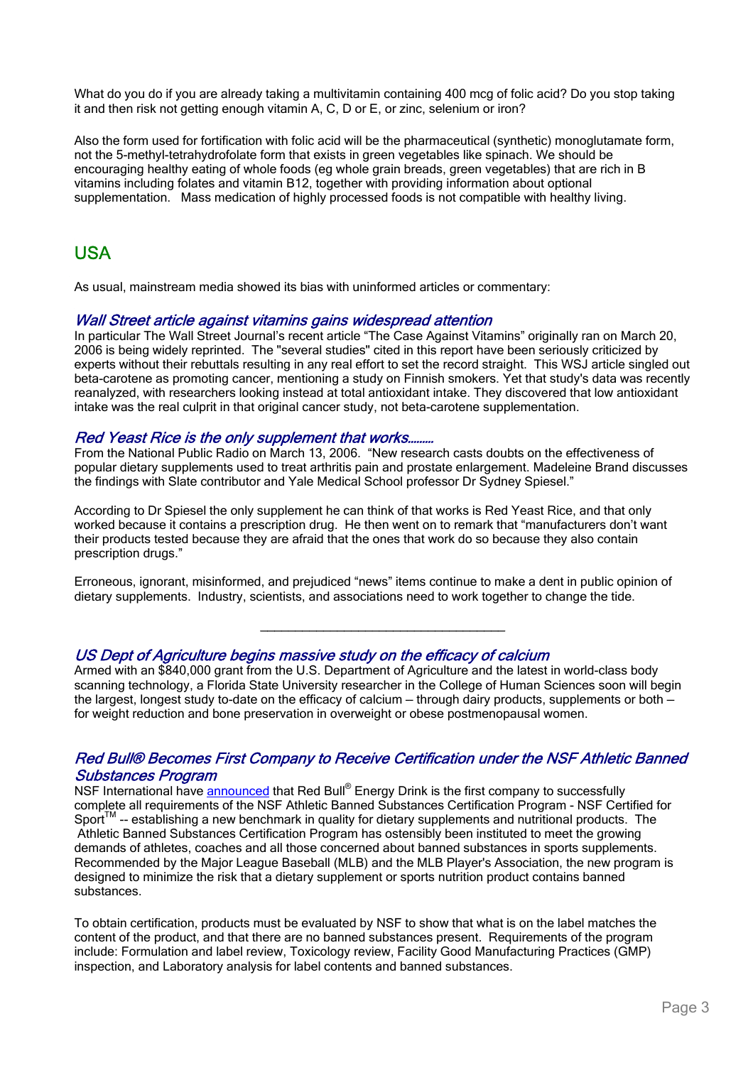What do you do if you are already taking a multivitamin containing 400 mcg of folic acid? Do you stop taking it and then risk not getting enough vitamin A, C, D or E, or zinc, selenium or iron?

Also the form used for fortification with folic acid will be the pharmaceutical (synthetic) monoglutamate form, not the 5-methyl-tetrahydrofolate form that exists in green vegetables like spinach. We should be encouraging healthy eating of whole foods (eg whole grain breads, green vegetables) that are rich in B vitamins including folates and vitamin B12, together with providing information about optional supplementation. Mass medication of highly processed foods is not compatible with healthy living.

## USA

As usual, mainstream media showed its bias with uninformed articles or commentary:

### *Wall Street article against vitamins gains widespread attention*

In particular The Wall Street Journal's recent article "The Case Against Vitamins" originally ran on March 20, 2006 is being widely reprinted. The "several studies" cited in this report have been seriously criticized by experts without their rebuttals resulting in any real effort to set the record straight. This WSJ article singled out beta-carotene as promoting cancer, mentioning a study on Finnish smokers. Yet that study's data was recently reanalyzed, with researchers looking instead at total antioxidant intake. They discovered that low antioxidant intake was the real culprit in that original cancer study, not beta-carotene supplementation.

### *Red Yeast Rice is the only supplement that works………*

From the National Public Radio on March 13, 2006. "New research casts doubts on the effectiveness of popular dietary supplements used to treat arthritis pain and prostate enlargement. Madeleine Brand discusses the findings with Slate contributor and Yale Medical School professor Dr Sydney Spiesel."

According to Dr Spiesel the only supplement he can think of that works is Red Yeast Rice, and that only worked because it contains a prescription drug. He then went on to remark that "manufacturers don't want their products tested because they are afraid that the ones that work do so because they also contain prescription drugs."

Erroneous, ignorant, misinformed, and prejudiced "news" items continue to make a dent in public opinion of dietary supplements. Industry, scientists, and associations need to work together to change the tide.

---

### *US Dept of Agriculture begins massive study on the efficacy of calcium*

Armed with an $840,000 grant from the U.S. Department of Agriculture and the latest in world-class body scanning technology, a Florida State University researcher in the College of Human Sciences soon will begin the largest, longest study to-date on the efficacy of calcium – through dairy products, supplements or both – for weight reduction and bone preservation in overweight or obese postmenopausal women.

### *Red Bull® Becomes First Company to Receive Certification under the NSF Athletic Banned Substances Program*

NSF International have announced that Red Bull® Energy Drink is the first company to successfully complete all requirements of the NSF Athletic Banned Substances Certification Program - NSF Certified for Sport™ -- establishing a new benchmark in quality for dietary supplements and nutritional products. The Athletic Banned Substances Certification Program has ostensibly been instituted to meet the growing demands of athletes, coaches and all those concerned about banned substances in sports supplements. Recommended by the Major League Baseball (MLB) and the MLB Player's Association, the new program is designed to minimize the risk that a dietary supplement or sports nutrition product contains banned substances.

To obtain certification, products must be evaluated by NSF to show that what is on the label matches the content of the product, and that there are no banned substances present. Requirements of the program include: Formulation and label review, Toxicology review, Facility Good Manufacturing Practices (GMP) inspection, and Laboratory analysis for label contents and banned substances.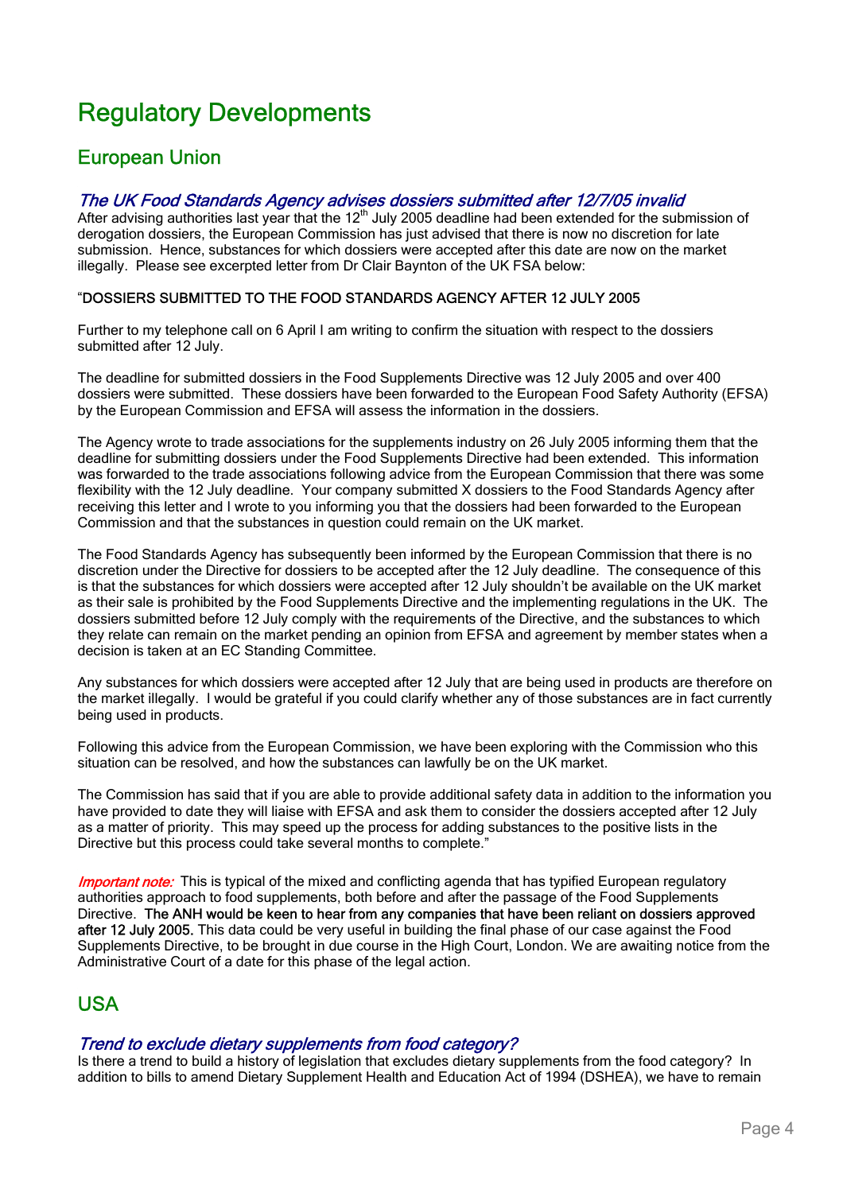# Regulatory Developments

## European Union

### *The UK Food Standards Agency advises dossiers submitted after 12/7/05 invalid*

After advising authorities last year that the 12th July 2005 deadline had been extended for the submission of derogation dossiers, the European Commission has just advised that there is now no discretion for late submission. Hence, substances for which dossiers were accepted after this date are now on the market illegally. Please see excerpted letter from Dr Clair Baynton of the UK FSA below:

"DOSSIERS SUBMITTED TO THE FOOD STANDARDS AGENCY AFTER 12 JULY 2005

Further to my telephone call on 6 April I am writing to confirm the situation with respect to the dossiers submitted after 12 July.

The deadline for submitted dossiers in the Food Supplements Directive was 12 July 2005 and over 400 dossiers were submitted. These dossiers have been forwarded to the European Food Safety Authority (EFSA) by the European Commission and EFSA will assess the information in the dossiers.

The Agency wrote to trade associations for the supplements industry on 26 July 2005 informing them that the deadline for submitting dossiers under the Food Supplements Directive had been extended. This information was forwarded to the trade associations following advice from the European Commission that there was some flexibility with the 12 July deadline. Your company submitted X dossiers to the Food Standards Agency after receiving this letter and I wrote to you informing you that the dossiers had been forwarded to the European Commission and that the substances in question could remain on the UK market.

The Food Standards Agency has subsequently been informed by the European Commission that there is no discretion under the Directive for dossiers to be accepted after the 12 July deadline. The consequence of this is that the substances for which dossiers were accepted after 12 July shouldn't be available on the UK market as their sale is prohibited by the Food Supplements Directive and the implementing regulations in the UK. The dossiers submitted before 12 July comply with the requirements of the Directive, and the substances to which they relate can remain on the market pending an opinion from EFSA and agreement by member states when a decision is taken at an EC Standing Committee.

Any substances for which dossiers were accepted after 12 July that are being used in products are therefore on the market illegally. I would be grateful if you could clarify whether any of those substances are in fact currently being used in products.

Following this advice from the European Commission, we have been exploring with the Commission who this situation can be resolved, and how the substances can lawfully be on the UK market.

The Commission has said that if you are able to provide additional safety data in addition to the information you have provided to date they will liaise with EFSA and ask them to consider the dossiers accepted after 12 July as a matter of priority. This may speed up the process for adding substances to the positive lists in the Directive but this process could take several months to complete."

*Important note:* This is typical of the mixed and conflicting agenda that has typified European regulatory authorities approach to food supplements, both before and after the passage of the Food Supplements Directive. **The ANH would be keen to hear from any companies that have been reliant on dossiers approved after 12 July 2005.** This data could be very useful in building the final phase of our case against the Food Supplements Directive, to be brought in due course in the High Court, London. We are awaiting notice from the Administrative Court of a date for this phase of the legal action.

## USA

### *Trend to exclude dietary supplements from food category?*

Is there a trend to build a history of legislation that excludes dietary supplements from the food category? In addition to bills to amend Dietary Supplement Health and Education Act of 1994 (DSHEA), we have to remain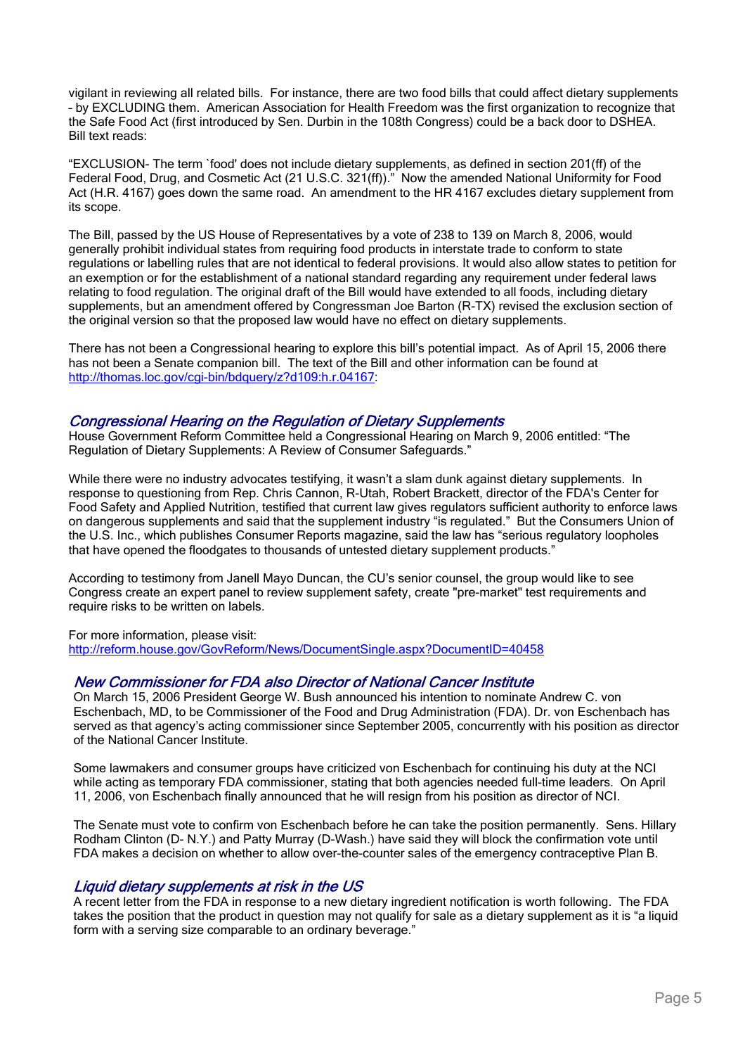vigilant in reviewing all related bills. For instance, there are two food bills that could affect dietary supplements – by EXCLUDING them. American Association for Health Freedom was the first organization to recognize that the Safe Food Act (first introduced by Sen. Durbin in the 108th Congress) could be a back door to DSHEA. Bill text reads:

"EXCLUSION- The term `food' does not include dietary supplements, as defined in section 201(ff) of the Federal Food, Drug, and Cosmetic Act (21 U.S.C. 321(ff))." Now the amended National Uniformity for Food Act (H.R. 4167) goes down the same road. An amendment to the HR 4167 excludes dietary supplement from its scope.

The Bill, passed by the US House of Representatives by a vote of 238 to 139 on March 8, 2006, would generally prohibit individual states from requiring food products in interstate trade to conform to state regulations or labelling rules that are not identical to federal provisions. It would also allow states to petition for an exemption or for the establishment of a national standard regarding any requirement under federal laws relating to food regulation. The original draft of the Bill would have extended to all foods, including dietary supplements, but an amendment offered by Congressman Joe Barton (R-TX) revised the exclusion section of the original version so that the proposed law would have no effect on dietary supplements.

There has not been a Congressional hearing to explore this bill's potential impact. As of April 15, 2006 there has not been a Senate companion bill. The text of the Bill and other information can be found at http://thomas.loc.gov/cgi-bin/bdquery/z?d109:h.r.04167:

### *Congressional Hearing on the Regulation of Dietary Supplements*

House Government Reform Committee held a Congressional Hearing on March 9, 2006 entitled: "The Regulation of Dietary Supplements: A Review of Consumer Safeguards."

While there were no industry advocates testifying, it wasn't a slam dunk against dietary supplements. In response to questioning from Rep. Chris Cannon, R-Utah, Robert Brackett, director of the FDA's Center for Food Safety and Applied Nutrition, testified that current law gives regulators sufficient authority to enforce laws on dangerous supplements and said that the supplement industry "is regulated." But the Consumers Union of the U.S. Inc., which publishes Consumer Reports magazine, said the law has "serious regulatory loopholes that have opened the floodgates to thousands of untested dietary supplement products."

According to testimony from Janell Mayo Duncan, the CU's senior counsel, the group would like to see Congress create an expert panel to review supplement safety, create "pre-market" test requirements and require risks to be written on labels.

For more information, please visit:
http://reform.house.gov/GovReform/News/DocumentSingle.aspx?DocumentID=40458

### *New Commissioner for FDA also Director of National Cancer Institute*

On March 15, 2006 President George W. Bush announced his intention to nominate Andrew C. von Eschenbach, MD, to be Commissioner of the Food and Drug Administration (FDA). Dr. von Eschenbach has served as that agency's acting commissioner since September 2005, concurrently with his position as director of the National Cancer Institute.

Some lawmakers and consumer groups have criticized von Eschenbach for continuing his duty at the NCI while acting as temporary FDA commissioner, stating that both agencies needed full-time leaders. On April 11, 2006, von Eschenbach finally announced that he will resign from his position as director of NCI.

The Senate must vote to confirm von Eschenbach before he can take the position permanently. Sens. Hillary Rodham Clinton (D- N.Y.) and Patty Murray (D-Wash.) have said they will block the confirmation vote until FDA makes a decision on whether to allow over-the-counter sales of the emergency contraceptive Plan B.

### *Liquid dietary supplements at risk in the US*

A recent letter from the FDA in response to a new dietary ingredient notification is worth following. The FDA takes the position that the product in question may not qualify for sale as a dietary supplement as it is "a liquid form with a serving size comparable to an ordinary beverage."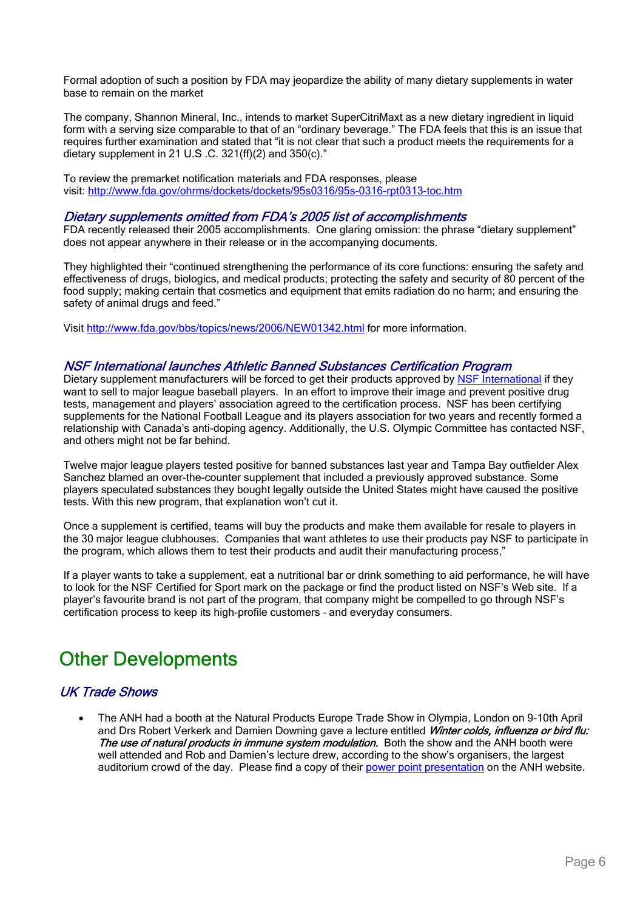Formal adoption of such a position by FDA may jeopardize the ability of many dietary supplements in water base to remain on the market

The company, Shannon Mineral, Inc., intends to market SuperCitriMaxt as a new dietary ingredient in liquid form with a serving size comparable to that of an "ordinary beverage." The FDA feels that this is an issue that requires further examination and stated that "it is not clear that such a product meets the requirements for a dietary supplement in 21 U.S .C. 321(ff)(2) and 350(c)."

To review the premarket notification materials and FDA responses, please visit: [http://www.fda.gov/ohrms/dockets/dockets/95s0316/95s-0316-rpt0313-toc.htm](http://www.fda.gov/ohrms/dockets/dockets/95s0316/95s-0316-rpt0313-toc.htm)

### *Dietary supplements omitted from FDA's 2005 list of accomplishments*

FDA recently released their 2005 accomplishments. One glaring omission: the phrase "dietary supplement" does not appear anywhere in their release or in the accompanying documents.

They highlighted their "continued strengthening the performance of its core functions: ensuring the safety and effectiveness of drugs, biologics, and medical products; protecting the safety and security of 80 percent of the food supply; making certain that cosmetics and equipment that emits radiation do no harm; and ensuring the safety of animal drugs and feed."

Visit [http://www.fda.gov/bbs/topics/news/2006/NEW01342.html](http://www.fda.gov/bbs/topics/news/2006/NEW01342.html) for more information.

### *NSF International launches Athletic Banned Substances Certification Program*

Dietary supplement manufacturers will be forced to get their products approved by NSF International if they want to sell to major league baseball players. In an effort to improve their image and prevent positive drug tests, management and players' association agreed to the certification process. NSF has been certifying supplements for the National Football League and its players association for two years and recently formed a relationship with Canada's anti-doping agency. Additionally, the U.S. Olympic Committee has contacted NSF, and others might not be far behind.

Twelve major league players tested positive for banned substances last year and Tampa Bay outfielder Alex Sanchez blamed an over-the-counter supplement that included a previously approved substance. Some players speculated substances they bought legally outside the United States might have caused the positive tests. With this new program, that explanation won't cut it.

Once a supplement is certified, teams will buy the products and make them available for resale to players in the 30 major league clubhouses. Companies that want athletes to use their products pay NSF to participate in the program, which allows them to test their products and audit their manufacturing process,"

If a player wants to take a supplement, eat a nutritional bar or drink something to aid performance, he will have to look for the NSF Certified for Sport mark on the package or find the product listed on NSF's Web site. If a player's favourite brand is not part of the program, that company might be compelled to go through NSF's certification process to keep its high-profile customers – and everyday consumers.

## Other Developments

### *UK Trade Shows*

- The ANH had a booth at the Natural Products Europe Trade Show in Olympia, London on 9-10th April and Drs Robert Verkerk and Damien Downing gave a lecture entitled ***Winter colds, influenza or bird flu: The use of natural products in immune system modulation.*** Both the show and the ANH booth were well attended and Rob and Damien's lecture drew, according to the show's organisers, the largest auditorium crowd of the day. Please find a copy of their power point presentation on the ANH website.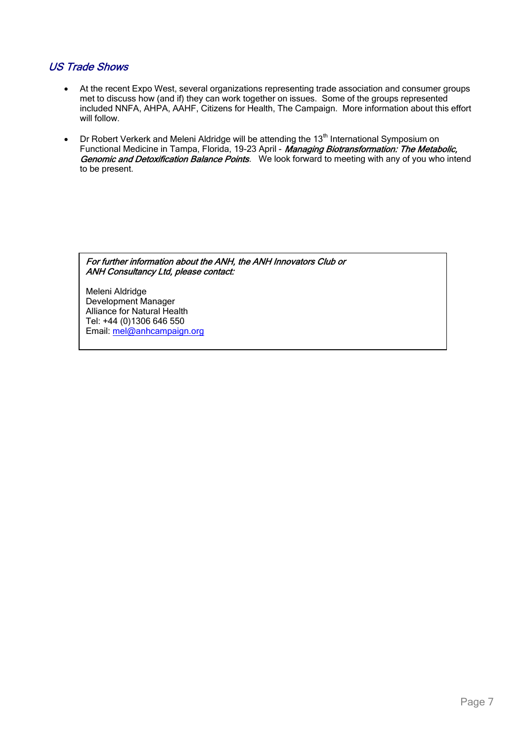## *US Trade Shows*

- At the recent Expo West, several organizations representing trade association and consumer groups met to discuss how (and if) they can work together on issues. Some of the groups represented included NNFA, AHPA, AAHF, Citizens for Health, The Campaign. More information about this effort will follow.

- Dr Robert Verkerk and Meleni Aldridge will be attending the 13th International Symposium on Functional Medicine in Tampa, Florida, 19-23 April - ***Managing Biotransformation: The Metabolic, Genomic and Detoxification Balance Points**.* We look forward to meeting with any of you who intend to be present.

*For further information about the ANH, the ANH Innovators Club or ANH Consultancy Ltd, please contact:*

Meleni Aldridge
Development Manager
Alliance for Natural Health
Tel: +44 (0)1306 646 550
Email: mel@anhcampaign.org